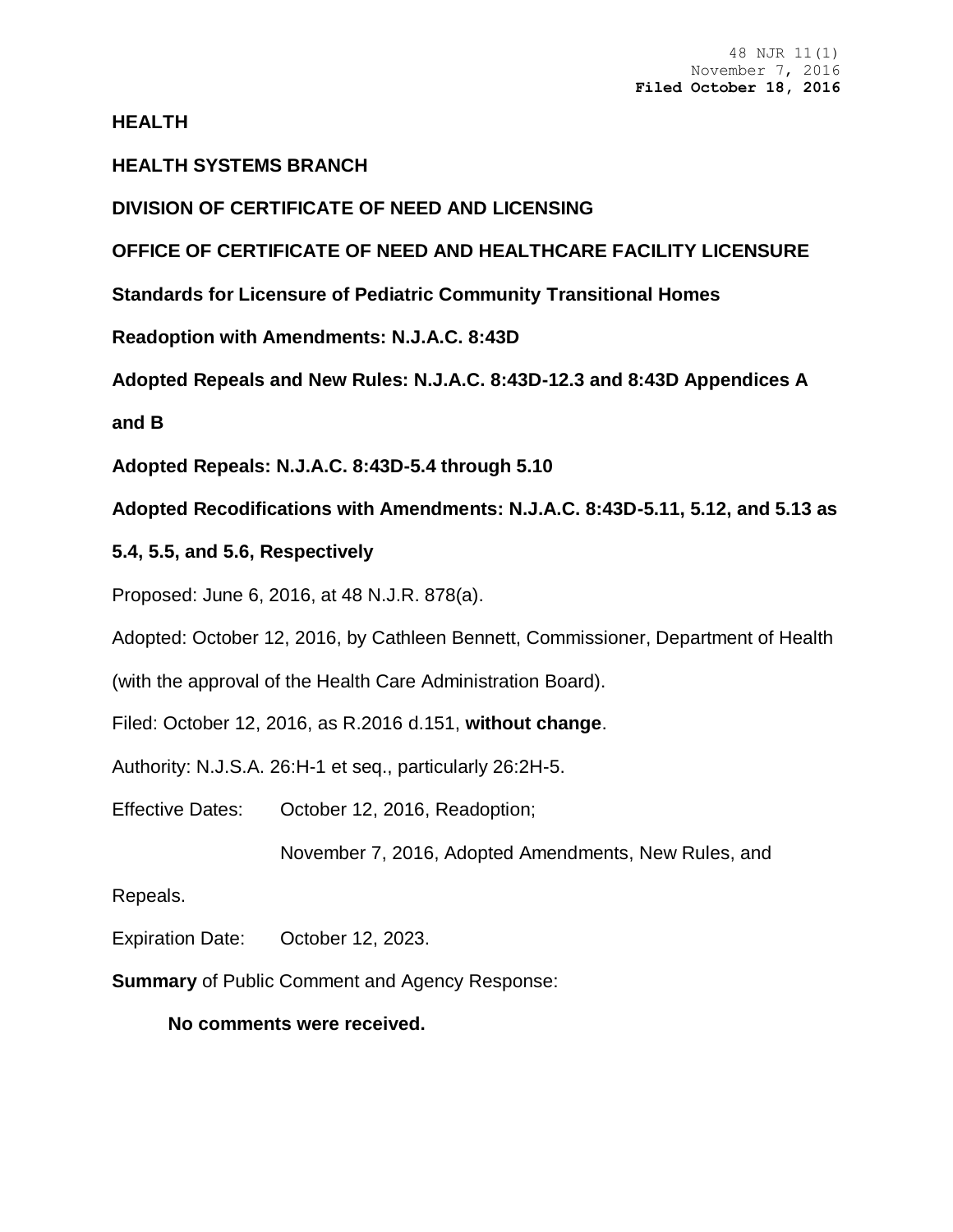48 NJR 11(1)
November 7, 2016
**Filed October 18, 2016**

**HEALTH**

**HEALTH SYSTEMS BRANCH**

**DIVISION OF CERTIFICATE OF NEED AND LICENSING**

**OFFICE OF CERTIFICATE OF NEED AND HEALTHCARE FACILITY LICENSURE**

**Standards for Licensure of Pediatric Community Transitional Homes**

**Readoption with Amendments: N.J.A.C. 8:43D**

**Adopted Repeals and New Rules: N.J.A.C. 8:43D-12.3 and 8:43D Appendices A and B**

**Adopted Repeals: N.J.A.C. 8:43D-5.4 through 5.10**

**Adopted Recodifications with Amendments: N.J.A.C. 8:43D-5.11, 5.12, and 5.13 as 5.4, 5.5, and 5.6, Respectively**

Proposed: June 6, 2016, at 48 N.J.R. 878(a).

Adopted: October 12, 2016, by Cathleen Bennett, Commissioner, Department of Health (with the approval of the Health Care Administration Board).

Filed: October 12, 2016, as R.2016 d.151, **without change**.

Authority: N.J.S.A. 26:H-1 et seq., particularly 26:2H-5.

Effective Dates: October 12, 2016, Readoption;

November 7, 2016, Adopted Amendments, New Rules, and Repeals.

Expiration Date: October 12, 2023.

**Summary** of Public Comment and Agency Response:

**No comments were received.**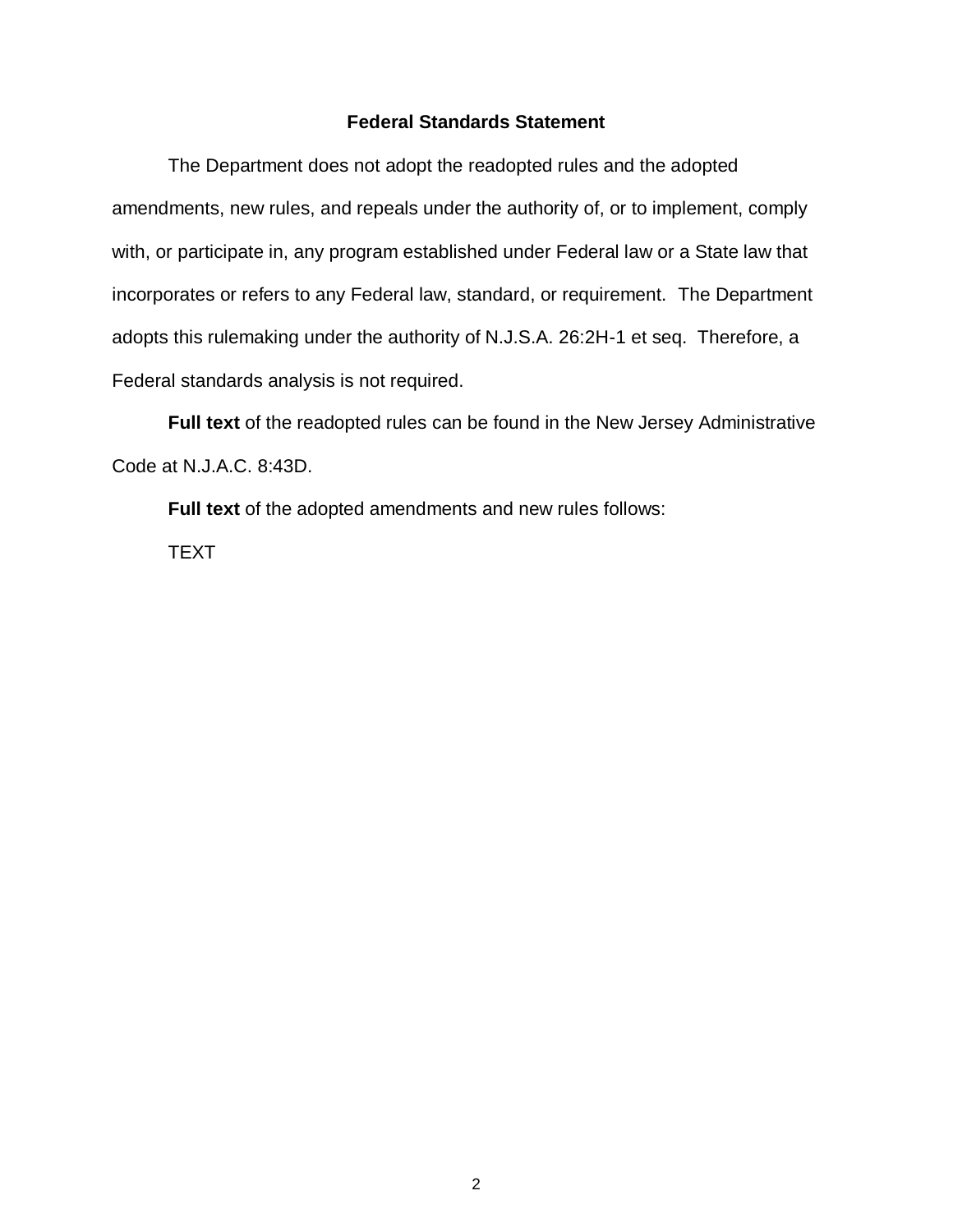## Federal Standards Statement

The Department does not adopt the readopted rules and the adopted amendments, new rules, and repeals under the authority of, or to implement, comply with, or participate in, any program established under Federal law or a State law that incorporates or refers to any Federal law, standard, or requirement. The Department adopts this rulemaking under the authority of N.J.S.A. 26:2H-1 et seq. Therefore, a Federal standards analysis is not required.

**Full text** of the readopted rules can be found in the New Jersey Administrative Code at N.J.A.C. 8:43D.

**Full text** of the adopted amendments and new rules follows:

TEXT